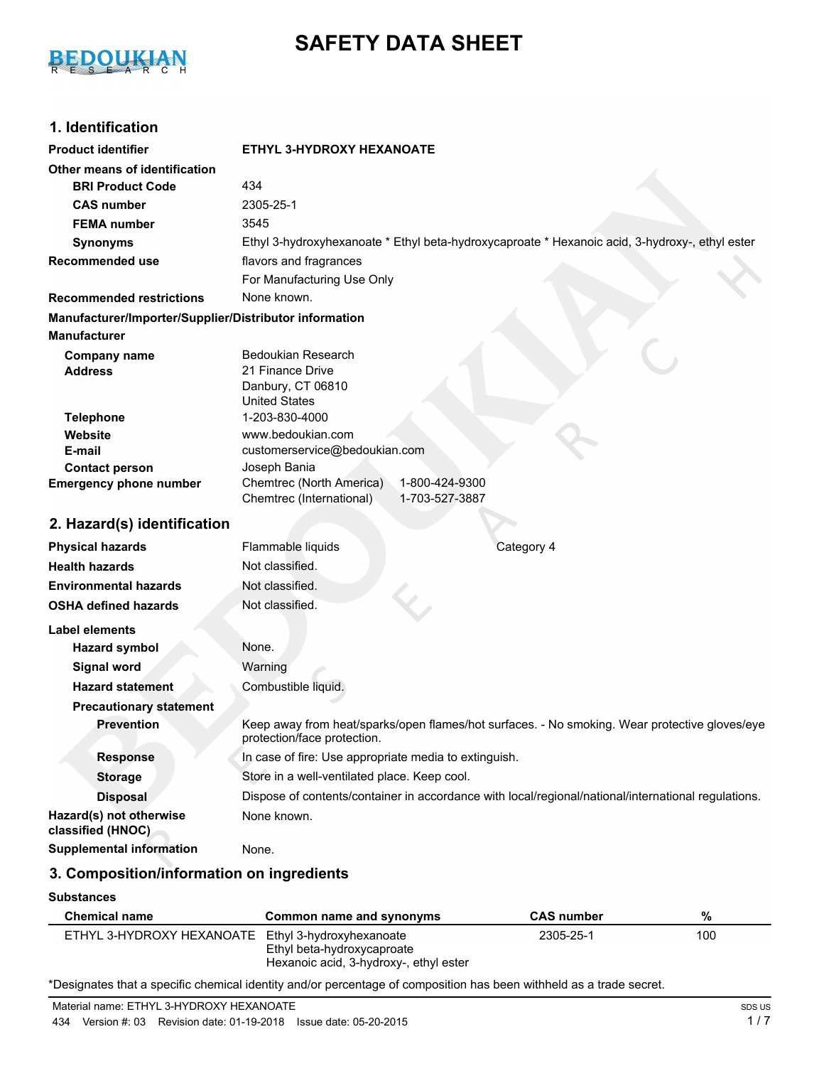# SAFETY DATA SHEET

## 1. Identification

| | |
|---|---|
| **Product identifier** | **ETHYL 3-HYDROXY HEXANOATE** |
| **Other means of identification** | |
| **BRI Product Code** | 434 |
| **CAS number** | 2305-25-1 |
| **FEMA number** | 3545 |
| **Synonyms** | Ethyl 3-hydroxyhexanoate * Ethyl beta-hydroxycaproate * Hexanoic acid, 3-hydroxy-, ethyl ester |
| **Recommended use** | flavors and fragrances |
| | For Manufacturing Use Only |
| **Recommended restrictions** | None known. |

**Manufacturer/Importer/Supplier/Distributor information**

**Manufacturer**

| | |
|---|---|
| **Company name** | Bedoukian Research |
| **Address** | 21 Finance Drive<br>Danbury, CT 06810<br>United States |
| **Telephone** | 1-203-830-4000 |
| **Website** | www.bedoukian.com |
| **E-mail** | customerservice@bedoukian.com |
| **Contact person** | Joseph Bania |
| **Emergency phone number** | Chemtrec (North America) 1-800-424-9300<br>Chemtrec (International) 1-703-527-3887 |

## 2. Hazard(s) identification

| | | |
|---|---|---|
| **Physical hazards** | Flammable liquids | Category 4 |
| **Health hazards** | Not classified. | |
| **Environmental hazards** | Not classified. | |
| **OSHA defined hazards** | Not classified. | |

**Label elements**

| | |
|---|---|
| **Hazard symbol** | None. |
| **Signal word** | Warning |
| **Hazard statement** | Combustible liquid. |
| **Precautionary statement** | |
| **Prevention** | Keep away from heat/sparks/open flames/hot surfaces. - No smoking. Wear protective gloves/eye protection/face protection. |
| **Response** | In case of fire: Use appropriate media to extinguish. |
| **Storage** | Store in a well-ventilated place. Keep cool. |
| **Disposal** | Dispose of contents/container in accordance with local/regional/national/international regulations. |
| **Hazard(s) not otherwise classified (HNOC)** | None known. |
| **Supplemental information** | None. |

## 3. Composition/information on ingredients

**Substances**

| Chemical name | Common name and synonyms | CAS number | % |
|---|---|---|---|
| ETHYL 3-HYDROXY HEXANOATE | Ethyl 3-hydroxyhexanoate<br>Ethyl beta-hydroxycaproate<br>Hexanoic acid, 3-hydroxy-, ethyl ester | 2305-25-1 | 100 |

*Designates that a specific chemical identity and/or percentage of composition has been withheld as a trade secret.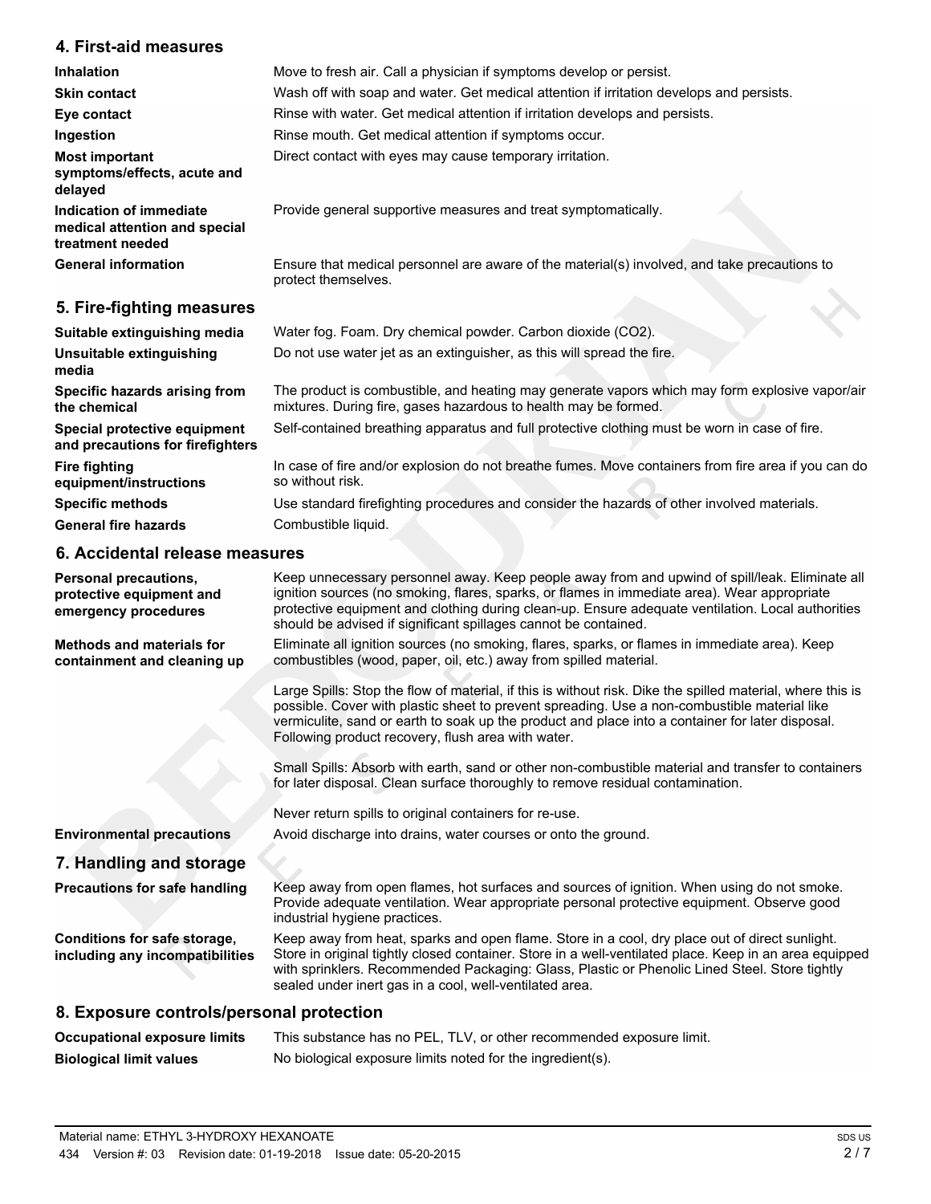## 4. First-aid measures

| | |
|---|---|
| **Inhalation** | Move to fresh air. Call a physician if symptoms develop or persist. |
| **Skin contact** | Wash off with soap and water. Get medical attention if irritation develops and persists. |
| **Eye contact** | Rinse with water. Get medical attention if irritation develops and persists. |
| **Ingestion** | Rinse mouth. Get medical attention if symptoms occur. |
| **Most important symptoms/effects, acute and delayed** | Direct contact with eyes may cause temporary irritation. |
| **Indication of immediate medical attention and special treatment needed** | Provide general supportive measures and treat symptomatically. |
| **General information** | Ensure that medical personnel are aware of the material(s) involved, and take precautions to protect themselves. |

## 5. Fire-fighting measures

| | |
|---|---|
| **Suitable extinguishing media** | Water fog. Foam. Dry chemical powder. Carbon dioxide ($CO_2$). |
| **Unsuitable extinguishing media** | Do not use water jet as an extinguisher, as this will spread the fire. |
| **Specific hazards arising from the chemical** | The product is combustible, and heating may generate vapors which may form explosive vapor/air mixtures. During fire, gases hazardous to health may be formed. |
| **Special protective equipment and precautions for firefighters** | Self-contained breathing apparatus and full protective clothing must be worn in case of fire. |
| **Fire fighting equipment/instructions** | In case of fire and/or explosion do not breathe fumes. Move containers from fire area if you can do so without risk. |
| **Specific methods** | Use standard firefighting procedures and consider the hazards of other involved materials. |
| **General fire hazards** | Combustible liquid. |

## 6. Accidental release measures

**Personal precautions, protective equipment and emergency procedures**

Keep unnecessary personnel away. Keep people away from and upwind of spill/leak. Eliminate all ignition sources (no smoking, flares, sparks, or flames in immediate area). Wear appropriate protective equipment and clothing during clean-up. Ensure adequate ventilation. Local authorities should be advised if significant spillages cannot be contained.

**Methods and materials for containment and cleaning up**

Eliminate all ignition sources (no smoking, flares, sparks, or flames in immediate area). Keep combustibles (wood, paper, oil, etc.) away from spilled material.

Large Spills: Stop the flow of material, if this is without risk. Dike the spilled material, where this is possible. Cover with plastic sheet to prevent spreading. Use a non-combustible material like vermiculite, sand or earth to soak up the product and place into a container for later disposal. Following product recovery, flush area with water.

Small Spills: Absorb with earth, sand or other non-combustible material and transfer to containers for later disposal. Clean surface thoroughly to remove residual contamination.

Never return spills to original containers for re-use.

**Environmental precautions**

Avoid discharge into drains, water courses or onto the ground.

## 7. Handling and storage

**Precautions for safe handling**

Keep away from open flames, hot surfaces and sources of ignition. When using do not smoke. Provide adequate ventilation. Wear appropriate personal protective equipment. Observe good industrial hygiene practices.

**Conditions for safe storage, including any incompatibilities**

Keep away from heat, sparks and open flame. Store in a cool, dry place out of direct sunlight. Store in original tightly closed container. Store in a well-ventilated place. Keep in an area equipped with sprinklers. Recommended Packaging: Glass, Plastic or Phenolic Lined Steel. Store tightly sealed under inert gas in a cool, well-ventilated area.

## 8. Exposure controls/personal protection

| | |
|---|---|
| **Occupational exposure limits** | This substance has no PEL, TLV, or other recommended exposure limit. |
| **Biological limit values** | No biological exposure limits noted for the ingredient(s). |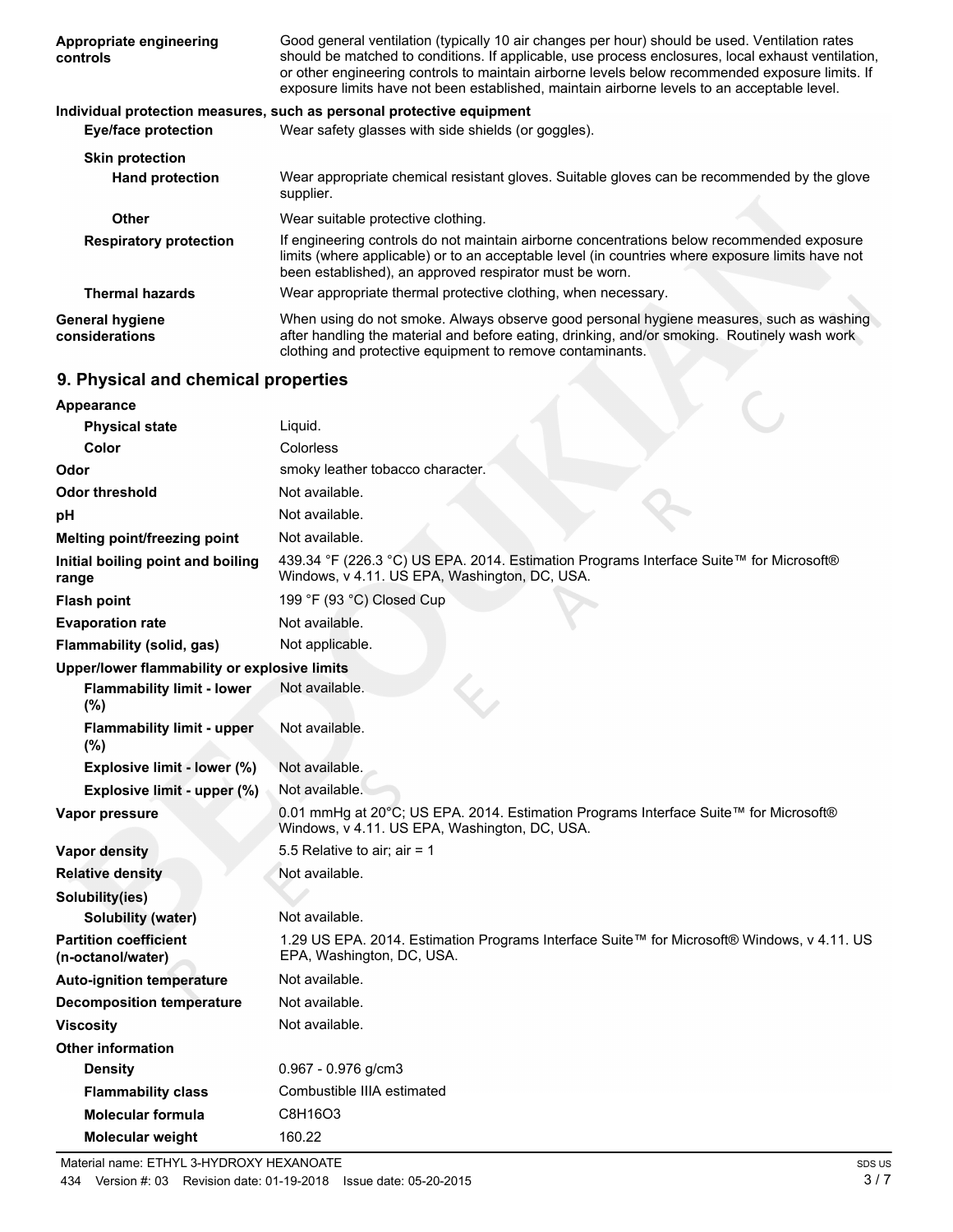| | |
|---|---|
| **Appropriate engineering controls** | Good general ventilation (typically 10 air changes per hour) should be used. Ventilation rates should be matched to conditions. If applicable, use process enclosures, local exhaust ventilation, or other engineering controls to maintain airborne levels below recommended exposure limits. If exposure limits have not been established, maintain airborne levels to an acceptable level. |

**Individual protection measures, such as personal protective equipment**

| | |
|---|---|
| **Eye/face protection** | Wear safety glasses with side shields (or goggles). |
| **Skin protection** | |
| **Hand protection** | Wear appropriate chemical resistant gloves. Suitable gloves can be recommended by the glove supplier. |
| **Other** | Wear suitable protective clothing. |
| **Respiratory protection** | If engineering controls do not maintain airborne concentrations below recommended exposure limits (where applicable) or to an acceptable level (in countries where exposure limits have not been established), an approved respirator must be worn. |
| **Thermal hazards** | Wear appropriate thermal protective clothing, when necessary. |
| **General hygiene considerations** | When using do not smoke. Always observe good personal hygiene measures, such as washing after handling the material and before eating, drinking, and/or smoking. Routinely wash work clothing and protective equipment to remove contaminants. |

## 9. Physical and chemical properties

| | |
|---|---|
| **Appearance** | |
| **Physical state** | Liquid. |
| **Color** | Colorless |
| **Odor** | smoky leather tobacco character. |
| **Odor threshold** | Not available. |
| **pH** | Not available. |
| **Melting point/freezing point** | Not available. |
| **Initial boiling point and boiling range** | 439.34 °F (226.3 °C) US EPA. 2014. Estimation Programs Interface Suite™ for Microsoft® Windows, v 4.11. US EPA, Washington, DC, USA. |
| **Flash point** | 199 °F (93 °C) Closed Cup |
| **Evaporation rate** | Not available. |
| **Flammability (solid, gas)** | Not applicable. |
| **Upper/lower flammability or explosive limits** | |
| **Flammability limit - lower (%)** | Not available. |
| **Flammability limit - upper (%)** | Not available. |
| **Explosive limit - lower (%)** | Not available. |
| **Explosive limit - upper (%)** | Not available. |
| **Vapor pressure** | 0.01 mmHg at 20°C; US EPA. 2014. Estimation Programs Interface Suite™ for Microsoft® Windows, v 4.11. US EPA, Washington, DC, USA. |
| **Vapor density** | 5.5 Relative to air; air = 1 |
| **Relative density** | Not available. |
| **Solubility(ies)** | |
| **Solubility (water)** | Not available. |
| **Partition coefficient (n-octanol/water)** | 1.29 US EPA. 2014. Estimation Programs Interface Suite™ for Microsoft® Windows, v 4.11. US EPA, Washington, DC, USA. |
| **Auto-ignition temperature** | Not available. |
| **Decomposition temperature** | Not available. |
| **Viscosity** | Not available. |
| **Other information** | |
| **Density** | 0.967 - 0.976 g/cm3 |
| **Flammability class** | Combustible IIIA estimated |
| **Molecular formula** | $C_8H_{16}O_3$ |
| **Molecular weight** | 160.22 |

Material name: ETHYL 3-HYDROXY HEXANOATE
434 Version #: 03 Revision date: 01-19-2018 Issue date: 05-20-2015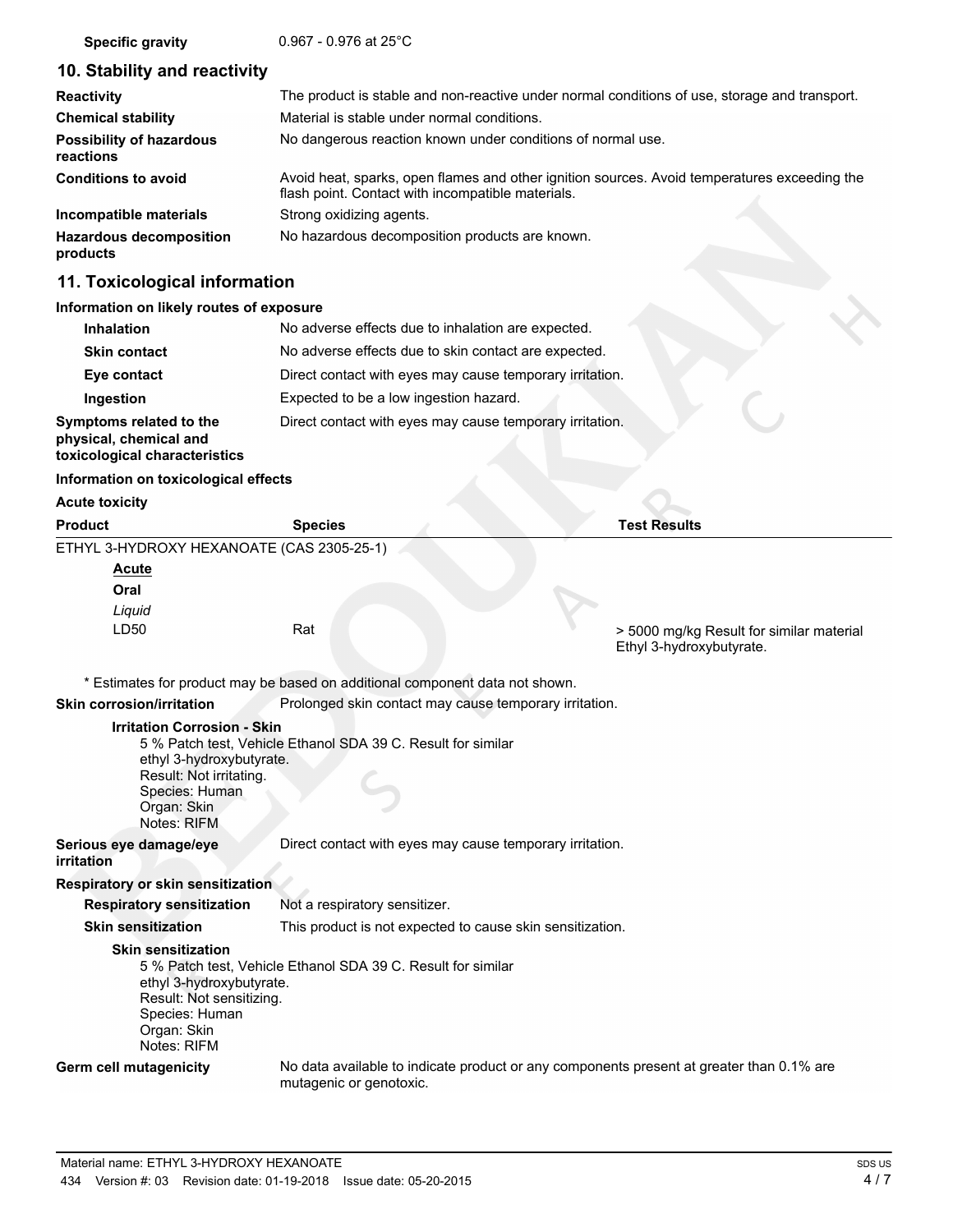| | |
|---|---|
| **Specific gravity** | 0.967 - 0.976 at 25°C |

## 10. Stability and reactivity

| | |
|---|---|
| **Reactivity** | The product is stable and non-reactive under normal conditions of use, storage and transport. |
| **Chemical stability** | Material is stable under normal conditions. |
| **Possibility of hazardous reactions** | No dangerous reaction known under conditions of normal use. |
| **Conditions to avoid** | Avoid heat, sparks, open flames and other ignition sources. Avoid temperatures exceeding the flash point. Contact with incompatible materials. |
| **Incompatible materials** | Strong oxidizing agents. |
| **Hazardous decomposition products** | No hazardous decomposition products are known. |

## 11. Toxicological information

**Information on likely routes of exposure**

| | |
|---|---|
| **Inhalation** | No adverse effects due to inhalation are expected. |
| **Skin contact** | No adverse effects due to skin contact are expected. |
| **Eye contact** | Direct contact with eyes may cause temporary irritation. |
| **Ingestion** | Expected to be a low ingestion hazard. |
| **Symptoms related to the physical, chemical and toxicological characteristics** | Direct contact with eyes may cause temporary irritation. |

**Information on toxicological effects**

**Acute toxicity**

| Product | Species | Test Results |
|---|---|---|
| ETHYL 3-HYDROXY HEXANOATE (CAS 2305-25-1) | | |
| <u>**Acute**</u> | | |
| **Oral** | | |
| *Liquid* | | |
| LD50 | Rat | > 5000 mg/kg Result for similar material Ethyl 3-hydroxybutyrate. |

\* Estimates for product may be based on additional component data not shown.

**Skin corrosion/irritation** Prolonged skin contact may cause temporary irritation.

**Irritation Corrosion - Skin**
5 % Patch test, Vehicle Ethanol SDA 39 C. Result for similar ethyl 3-hydroxybutyrate.
Result: Not irritating.
Species: Human
Organ: Skin
Notes: RIFM

**Serious eye damage/eye irritation** Direct contact with eyes may cause temporary irritation.

**Respiratory or skin sensitization**

| | |
|---|---|
| **Respiratory sensitization** | Not a respiratory sensitizer. |
| **Skin sensitization** | This product is not expected to cause skin sensitization. |

**Skin sensitization**
5 % Patch test, Vehicle Ethanol SDA 39 C. Result for similar ethyl 3-hydroxybutyrate.
Result: Not sensitizing.
Species: Human
Organ: Skin
Notes: RIFM

**Germ cell mutagenicity** No data available to indicate product or any components present at greater than 0.1% are mutagenic or genotoxic.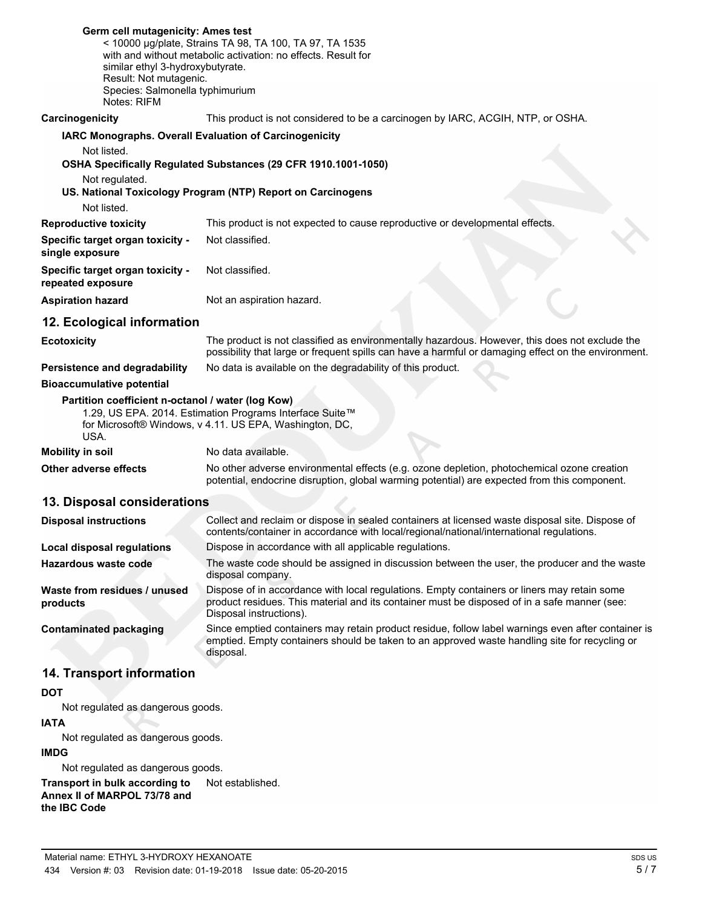**Germ cell mutagenicity: Ames test**

< 10000 µg/plate, Strains TA 98, TA 100, TA 97, TA 1535 with and without metabolic activation: no effects. Result for similar ethyl 3-hydroxybutyrate.
Result: Not mutagenic.
Species: Salmonella typhimurium
Notes: RIFM

**Carcinogenicity** This product is not considered to be a carcinogen by IARC, ACGIH, NTP, or OSHA.

**IARC Monographs. Overall Evaluation of Carcinogenicity**

Not listed.

**OSHA Specifically Regulated Substances (29 CFR 1910.1001-1050)**

Not regulated.

**US. National Toxicology Program (NTP) Report on Carcinogens**

Not listed.

| | |
|---|---|
| **Reproductive toxicity** | This product is not expected to cause reproductive or developmental effects. |
| **Specific target organ toxicity - single exposure** | Not classified. |
| **Specific target organ toxicity - repeated exposure** | Not classified. |
| **Aspiration hazard** | Not an aspiration hazard. |

## 12. Ecological information

| | |
|---|---|
| **Ecotoxicity** | The product is not classified as environmentally hazardous. However, this does not exclude the possibility that large or frequent spills can have a harmful or damaging effect on the environment. |
| **Persistence and degradability** | No data is available on the degradability of this product. |

**Bioaccumulative potential**

**Partition coefficient n-octanol / water (log Kow)**

1.29, US EPA. 2014. Estimation Programs Interface Suite™ for Microsoft® Windows, v 4.11. US EPA, Washington, DC, USA.

| | |
|---|---|
| **Mobility in soil** | No data available. |
| **Other adverse effects** | No other adverse environmental effects (e.g. ozone depletion, photochemical ozone creation potential, endocrine disruption, global warming potential) are expected from this component. |

## 13. Disposal considerations

| | |
|---|---|
| **Disposal instructions** | Collect and reclaim or dispose in sealed containers at licensed waste disposal site. Dispose of contents/container in accordance with local/regional/national/international regulations. |
| **Local disposal regulations** | Dispose in accordance with all applicable regulations. |
| **Hazardous waste code** | The waste code should be assigned in discussion between the user, the producer and the waste disposal company. |
| **Waste from residues / unused products** | Dispose of in accordance with local regulations. Empty containers or liners may retain some product residues. This material and its container must be disposed of in a safe manner (see: Disposal instructions). |
| **Contaminated packaging** | Since emptied containers may retain product residue, follow label warnings even after container is emptied. Empty containers should be taken to an approved waste handling site for recycling or disposal. |

## 14. Transport information

**DOT**

Not regulated as dangerous goods.

**IATA**

Not regulated as dangerous goods.

**IMDG**

Not regulated as dangerous goods.

**Transport in bulk according to Annex II of MARPOL 73/78 and the IBC Code** Not established.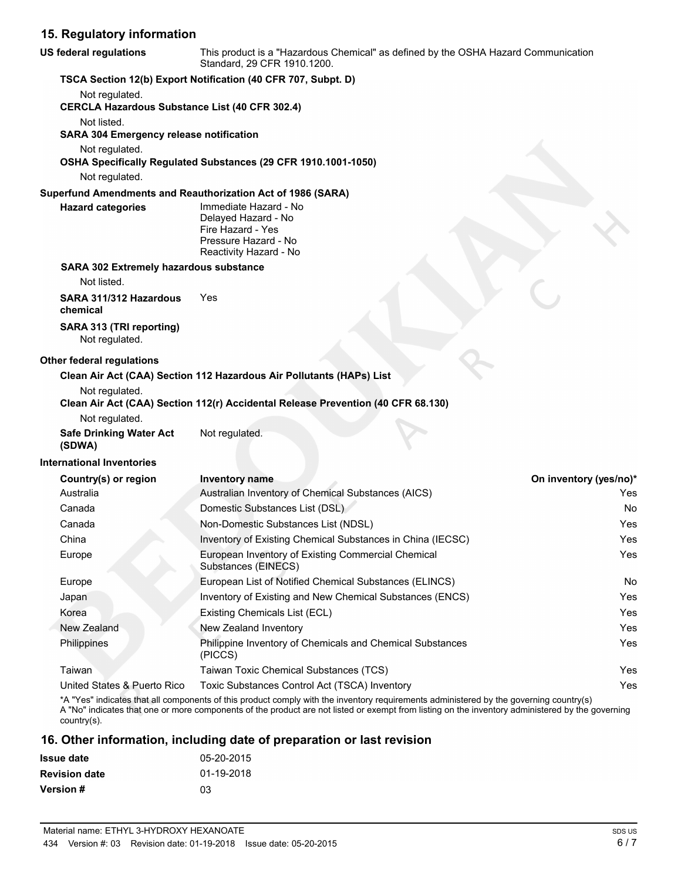## 15. Regulatory information

**US federal regulations** This product is a "Hazardous Chemical" as defined by the OSHA Hazard Communication Standard, 29 CFR 1910.1200.

**TSCA Section 12(b) Export Notification (40 CFR 707, Subpt. D)**

Not regulated.

**CERCLA Hazardous Substance List (40 CFR 302.4)**

Not listed.

**SARA 304 Emergency release notification**

Not regulated.

**OSHA Specifically Regulated Substances (29 CFR 1910.1001-1050)**

Not regulated.

**Superfund Amendments and Reauthorization Act of 1986 (SARA)**

**Hazard categories**

Immediate Hazard - No
Delayed Hazard - No
Fire Hazard - Yes
Pressure Hazard - No
Reactivity Hazard - No

**SARA 302 Extremely hazardous substance**

Not listed.

**SARA 311/312 Hazardous chemical** Yes

**SARA 313 (TRI reporting)**

Not regulated.

**Other federal regulations**

**Clean Air Act (CAA) Section 112 Hazardous Air Pollutants (HAPs) List**

Not regulated.

**Clean Air Act (CAA) Section 112(r) Accidental Release Prevention (40 CFR 68.130)**

Not regulated.

**Safe Drinking Water Act (SDWA)** Not regulated.

**International Inventories**

| Country(s) or region | Inventory name | On inventory (yes/no)* |
|---|---|---|
| Australia | Australian Inventory of Chemical Substances (AICS) | Yes |
| Canada | Domestic Substances List (DSL) | No |
| Canada | Non-Domestic Substances List (NDSL) | Yes |
| China | Inventory of Existing Chemical Substances in China (IECSC) | Yes |
| Europe | European Inventory of Existing Commercial Chemical Substances (EINECS) | Yes |
| Europe | European List of Notified Chemical Substances (ELINCS) | No |
| Japan | Inventory of Existing and New Chemical Substances (ENCS) | Yes |
| Korea | Existing Chemicals List (ECL) | Yes |
| New Zealand | New Zealand Inventory | Yes |
| Philippines | Philippine Inventory of Chemicals and Chemical Substances (PICCS) | Yes |
| Taiwan | Taiwan Toxic Chemical Substances (TCS) | Yes |
| United States & Puerto Rico | Toxic Substances Control Act (TSCA) Inventory | Yes |

*A "Yes" indicates that all components of this product comply with the inventory requirements administered by the governing country(s)
A "No" indicates that one or more components of the product are not listed or exempt from listing on the inventory administered by the governing country(s).

## 16. Other information, including date of preparation or last revision

**Issue date** 05-20-2015

**Revision date** 01-19-2018

**Version #** 03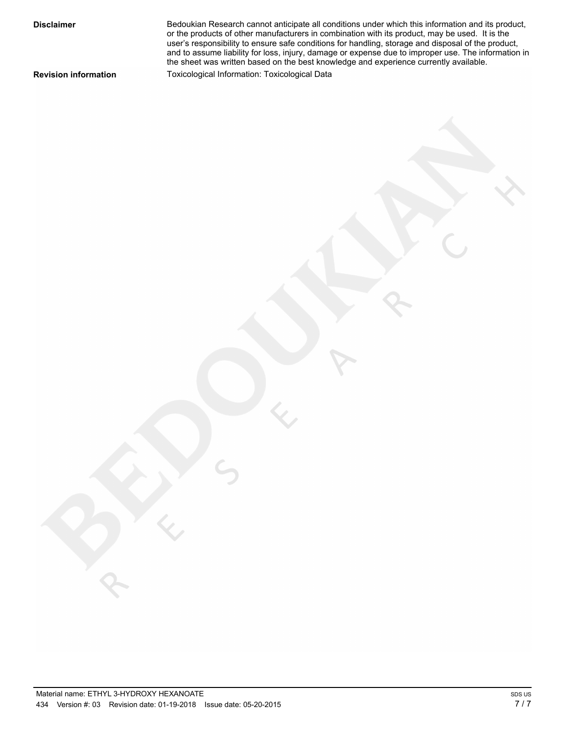**Disclaimer**

Bedoukian Research cannot anticipate all conditions under which this information and its product, or the products of other manufacturers in combination with its product, may be used. It is the user's responsibility to ensure safe conditions for handling, storage and disposal of the product, and to assume liability for loss, injury, damage or expense due to improper use. The information in the sheet was written based on the best knowledge and experience currently available.

**Revision information**

Toxicological Information: Toxicological Data